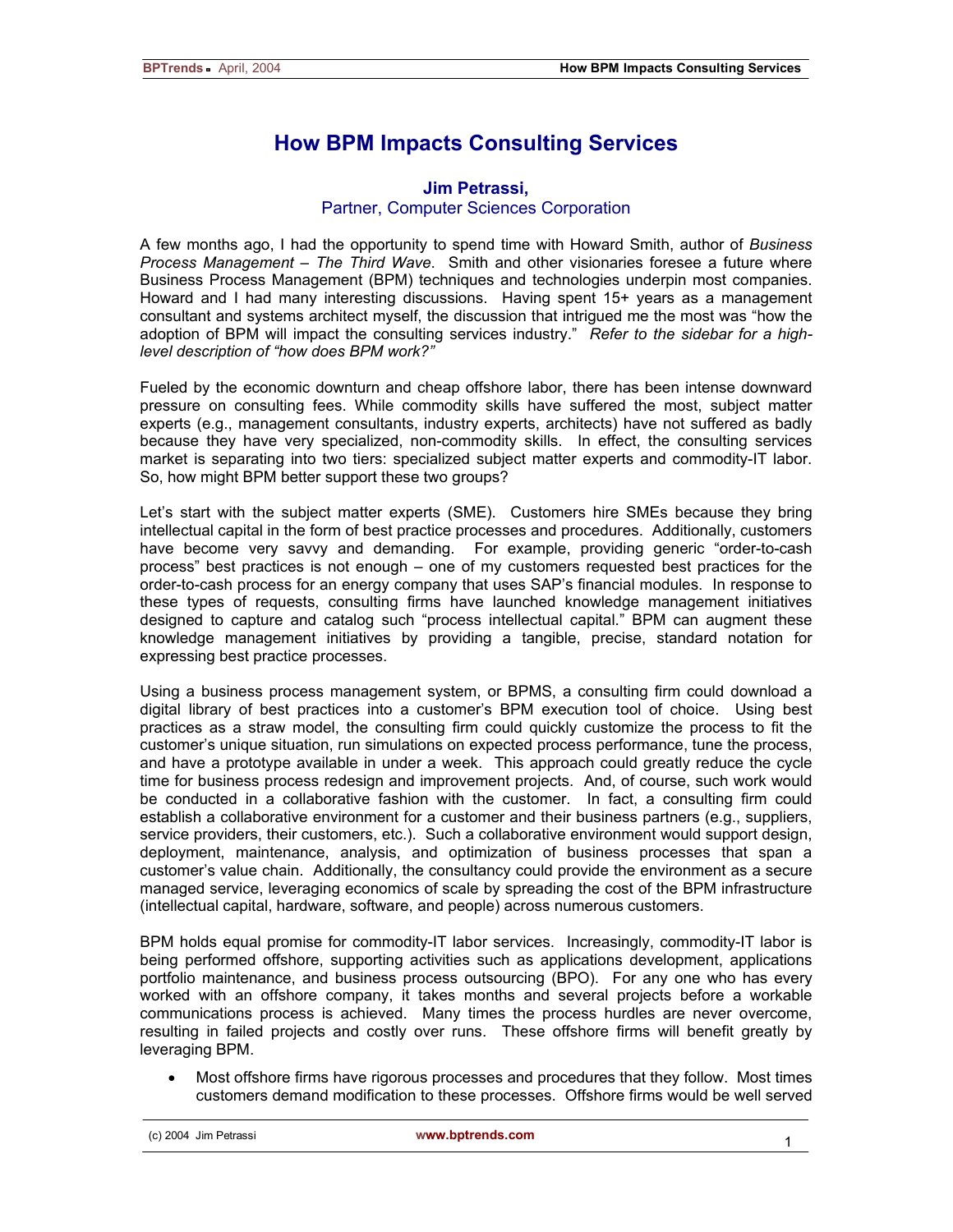# How BPM Impacts Consulting Services

**Jim Petrassi,**
Partner, Computer Sciences Corporation

A few months ago, I had the opportunity to spend time with Howard Smith, author of *Business Process Management – The Third Wave*. Smith and other visionaries foresee a future where Business Process Management (BPM) techniques and technologies underpin most companies. Howard and I had many interesting discussions. Having spent 15+ years as a management consultant and systems architect myself, the discussion that intrigued me the most was "how the adoption of BPM will impact the consulting services industry." *Refer to the sidebar for a high-level description of "how does BPM work?"*

Fueled by the economic downturn and cheap offshore labor, there has been intense downward pressure on consulting fees. While commodity skills have suffered the most, subject matter experts (e.g., management consultants, industry experts, architects) have not suffered as badly because they have very specialized, non-commodity skills. In effect, the consulting services market is separating into two tiers: specialized subject matter experts and commodity-IT labor. So, how might BPM better support these two groups?

Let's start with the subject matter experts (SME). Customers hire SMEs because they bring intellectual capital in the form of best practice processes and procedures. Additionally, customers have become very savvy and demanding. For example, providing generic "order-to-cash process" best practices is not enough – one of my customers requested best practices for the order-to-cash process for an energy company that uses SAP's financial modules. In response to these types of requests, consulting firms have launched knowledge management initiatives designed to capture and catalog such "process intellectual capital." BPM can augment these knowledge management initiatives by providing a tangible, precise, standard notation for expressing best practice processes.

Using a business process management system, or BPMS, a consulting firm could download a digital library of best practices into a customer's BPM execution tool of choice. Using best practices as a straw model, the consulting firm could quickly customize the process to fit the customer's unique situation, run simulations on expected process performance, tune the process, and have a prototype available in under a week. This approach could greatly reduce the cycle time for business process redesign and improvement projects. And, of course, such work would be conducted in a collaborative fashion with the customer. In fact, a consulting firm could establish a collaborative environment for a customer and their business partners (e.g., suppliers, service providers, their customers, etc.). Such a collaborative environment would support design, deployment, maintenance, analysis, and optimization of business processes that span a customer's value chain. Additionally, the consultancy could provide the environment as a secure managed service, leveraging economics of scale by spreading the cost of the BPM infrastructure (intellectual capital, hardware, software, and people) across numerous customers.

BPM holds equal promise for commodity-IT labor services. Increasingly, commodity-IT labor is being performed offshore, supporting activities such as applications development, applications portfolio maintenance, and business process outsourcing (BPO). For any one who has every worked with an offshore company, it takes months and several projects before a workable communications process is achieved. Many times the process hurdles are never overcome, resulting in failed projects and costly over runs. These offshore firms will benefit greatly by leveraging BPM.

- Most offshore firms have rigorous processes and procedures that they follow. Most times customers demand modification to these processes. Offshore firms would be well served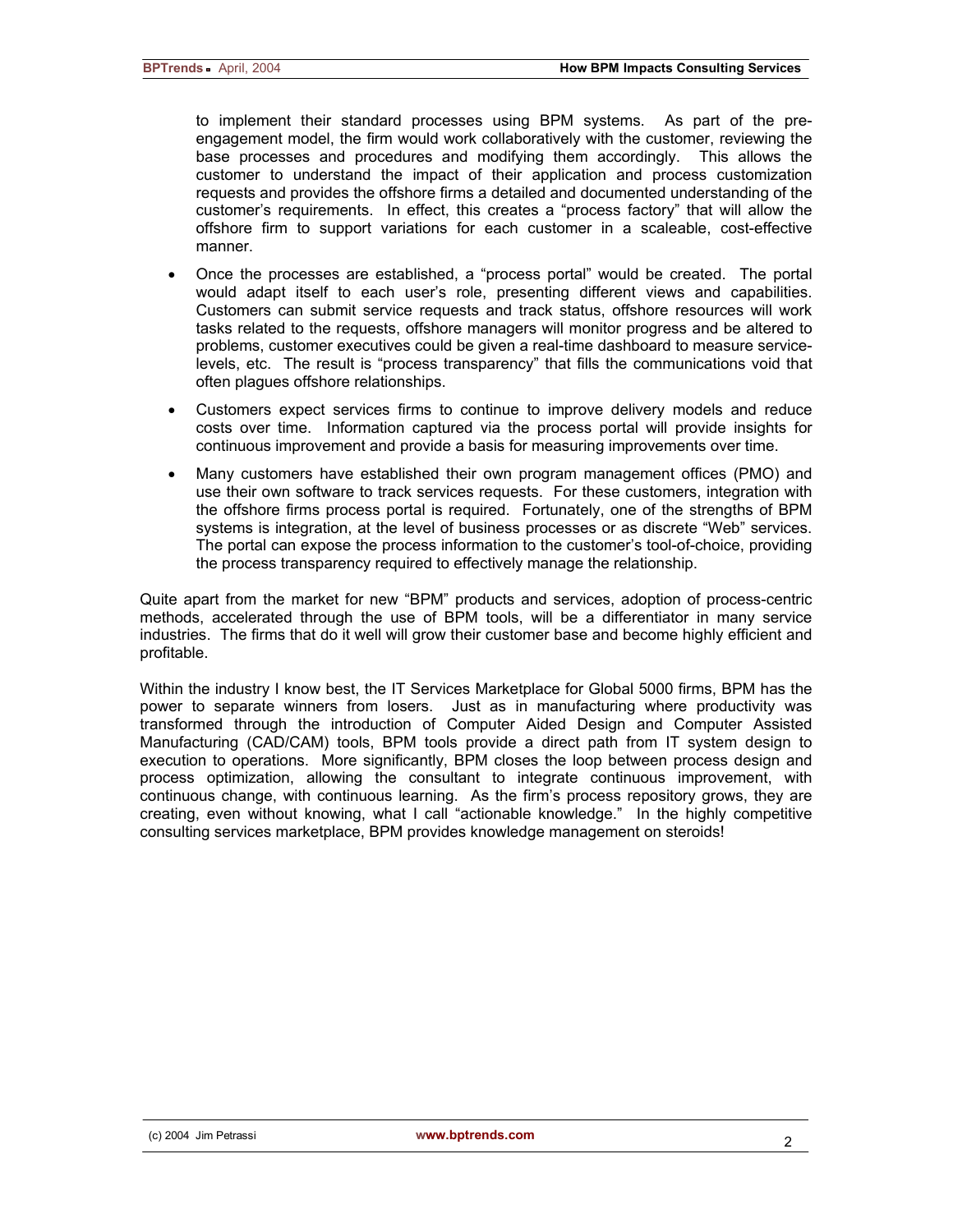to implement their standard processes using BPM systems. As part of the pre-engagement model, the firm would work collaboratively with the customer, reviewing the base processes and procedures and modifying them accordingly. This allows the customer to understand the impact of their application and process customization requests and provides the offshore firms a detailed and documented understanding of the customer's requirements. In effect, this creates a "process factory" that will allow the offshore firm to support variations for each customer in a scaleable, cost-effective manner.

- Once the processes are established, a "process portal" would be created. The portal would adapt itself to each user's role, presenting different views and capabilities. Customers can submit service requests and track status, offshore resources will work tasks related to the requests, offshore managers will monitor progress and be altered to problems, customer executives could be given a real-time dashboard to measure service-levels, etc. The result is "process transparency" that fills the communications void that often plagues offshore relationships.

- Customers expect services firms to continue to improve delivery models and reduce costs over time. Information captured via the process portal will provide insights for continuous improvement and provide a basis for measuring improvements over time.

- Many customers have established their own program management offices (PMO) and use their own software to track services requests. For these customers, integration with the offshore firms process portal is required. Fortunately, one of the strengths of BPM systems is integration, at the level of business processes or as discrete "Web" services. The portal can expose the process information to the customer's tool-of-choice, providing the process transparency required to effectively manage the relationship.

Quite apart from the market for new "BPM" products and services, adoption of process-centric methods, accelerated through the use of BPM tools, will be a differentiator in many service industries. The firms that do it well will grow their customer base and become highly efficient and profitable.

Within the industry I know best, the IT Services Marketplace for Global 5000 firms, BPM has the power to separate winners from losers. Just as in manufacturing where productivity was transformed through the introduction of Computer Aided Design and Computer Assisted Manufacturing (CAD/CAM) tools, BPM tools provide a direct path from IT system design to execution to operations. More significantly, BPM closes the loop between process design and process optimization, allowing the consultant to integrate continuous improvement, with continuous change, with continuous learning. As the firm's process repository grows, they are creating, even without knowing, what I call "actionable knowledge." In the highly competitive consulting services marketplace, BPM provides knowledge management on steroids!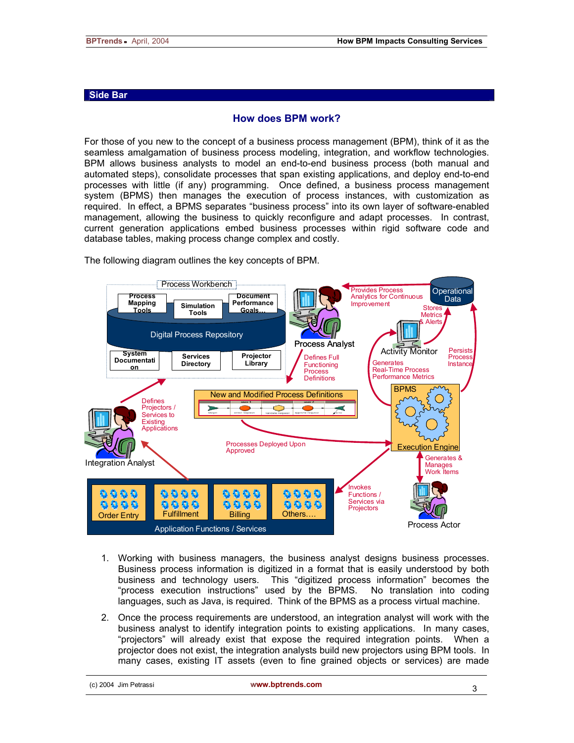## Side Bar

### How does BPM work?

For those of you new to the concept of a business process management (BPM), think of it as the seamless amalgamation of business process modeling, integration, and workflow technologies. BPM allows business analysts to model an end-to-end business process (both manual and automated steps), consolidate processes that span existing applications, and deploy end-to-end processes with little (if any) programming. Once defined, a business process management system (BPMS) then manages the execution of process instances, with customization as required. In effect, a BPMS separates "business process" into its own layer of software-enabled management, allowing the business to quickly reconfigure and adapt processes. In contrast, current generation applications embed business processes within rigid software code and database tables, making process change complex and costly.

The following diagram outlines the key concepts of BPM.

Process Workbench: Process Mapping Tools; Simulation Tools; Document Performance Goals…; Digital Process Repository; System Documentation; Services Directory; Projector Library

Process Analyst — Defines Full Functioning Process Definitions → New and Modified Process Definitions

Operational Data — Provides Process Analytics for Continuous Improvement → Process Analyst

Activity Monitor — Stores Metrics & Alerts → Operational Data

BPMS Execution Engine — Generates Real-Time Process Performance Metrics → Activity Monitor; Persists Process Instance → Operational Data

New and Modified Process Definitions — Processes Deployed Upon Approved → BPMS Execution Engine

Integration Analyst — Defines Projectors / Services to Existing Applications → Process Workbench

Application Functions / Services: Order Entry; Fulfillment; Billing; Others….

BPMS Execution Engine — Invokes Functions / Services via Projectors → Application Functions / Services

BPMS Execution Engine — Generates & Manages Work Items ↔ Process Actor

1. Working with business managers, the business analyst designs business processes. Business process information is digitized in a format that is easily understood by both business and technology users. This "digitized process information" becomes the "process execution instructions" used by the BPMS. No translation into coding languages, such as Java, is required. Think of the BPMS as a process virtual machine.

2. Once the process requirements are understood, an integration analyst will work with the business analyst to identify integration points to existing applications. In many cases, "projectors" will already exist that expose the required integration points. When a projector does not exist, the integration analysts build new projectors using BPM tools. In many cases, existing IT assets (even to fine grained objects or services) are made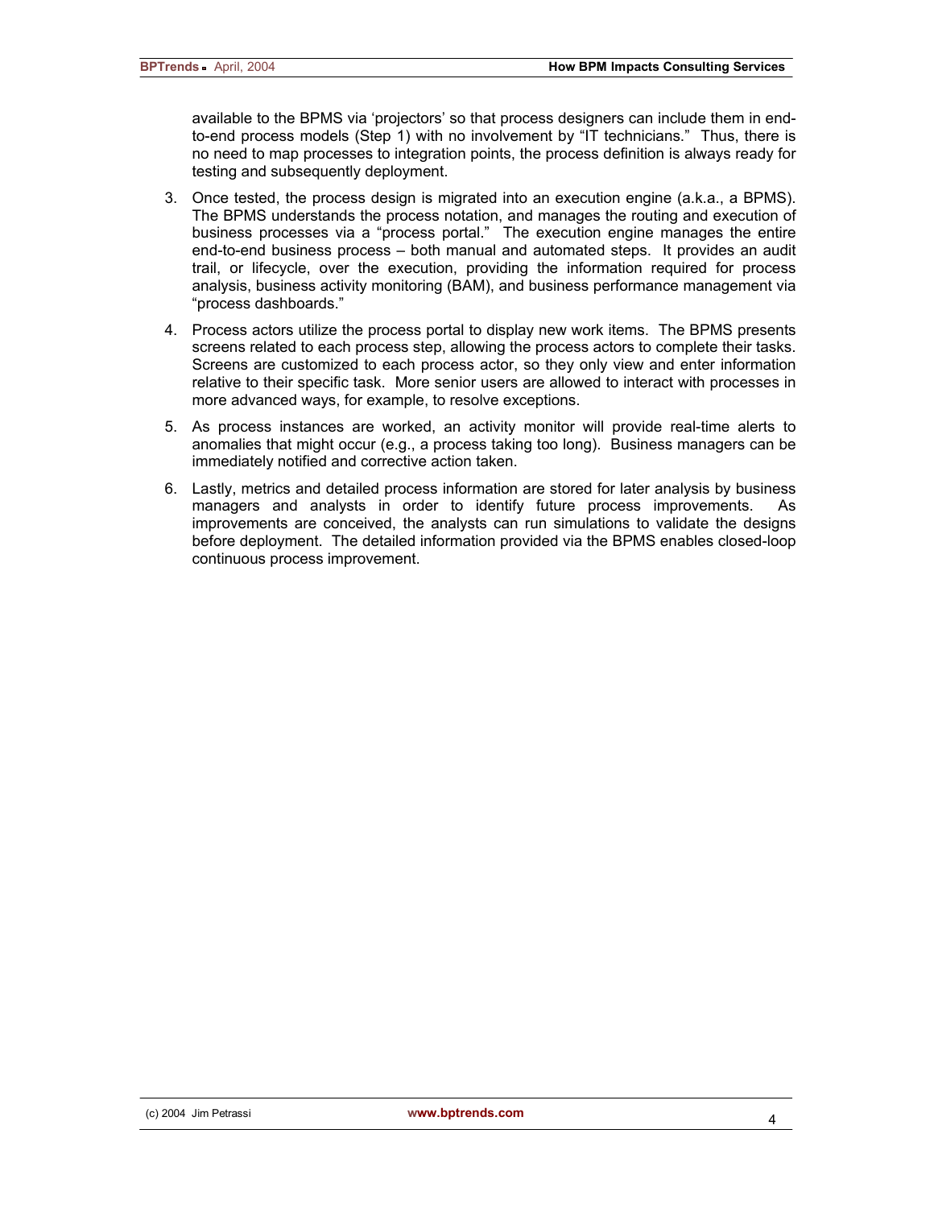available to the BPMS via 'projectors' so that process designers can include them in end-to-end process models (Step 1) with no involvement by "IT technicians." Thus, there is no need to map processes to integration points, the process definition is always ready for testing and subsequently deployment.

3. Once tested, the process design is migrated into an execution engine (a.k.a., a BPMS). The BPMS understands the process notation, and manages the routing and execution of business processes via a "process portal." The execution engine manages the entire end-to-end business process – both manual and automated steps. It provides an audit trail, or lifecycle, over the execution, providing the information required for process analysis, business activity monitoring (BAM), and business performance management via "process dashboards."
4. Process actors utilize the process portal to display new work items. The BPMS presents screens related to each process step, allowing the process actors to complete their tasks. Screens are customized to each process actor, so they only view and enter information relative to their specific task. More senior users are allowed to interact with processes in more advanced ways, for example, to resolve exceptions.
5. As process instances are worked, an activity monitor will provide real-time alerts to anomalies that might occur (e.g., a process taking too long). Business managers can be immediately notified and corrective action taken.
6. Lastly, metrics and detailed process information are stored for later analysis by business managers and analysts in order to identify future process improvements. As improvements are conceived, the analysts can run simulations to validate the designs before deployment. The detailed information provided via the BPMS enables closed-loop continuous process improvement.